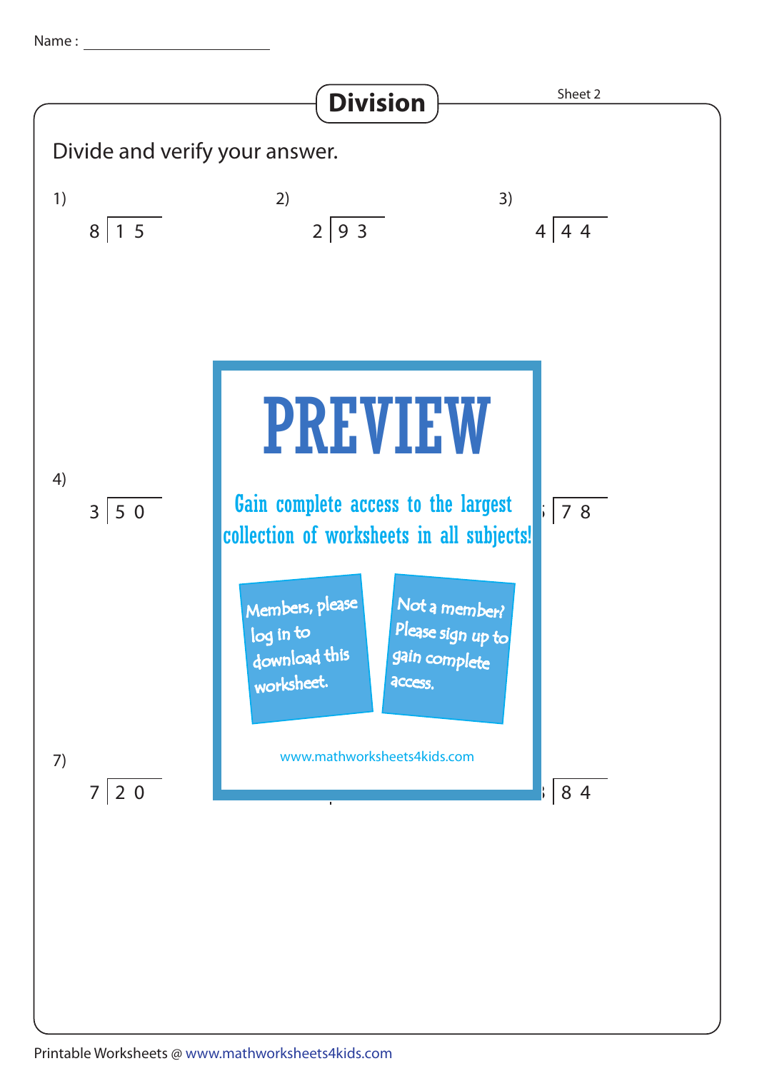Name : ______________________

# Division

Sheet 2

Divide and verify your answer.

1) $8 \overline{)15}$

2) $2 \overline{)93}$

3) $4 \overline{)44}$

4) $3 \overline{)50}$

6) $\overline{)78}$

7) $7 \overline{)20}$

9) $\overline{)84}$

PREVIEW

Gain complete access to the largest collection of worksheets in all subjects!

Members, please log in to download this worksheet.

Not a member? Please sign up to gain complete access.

www.mathworksheets4kids.com

Printable Worksheets @ www.mathworksheets4kids.com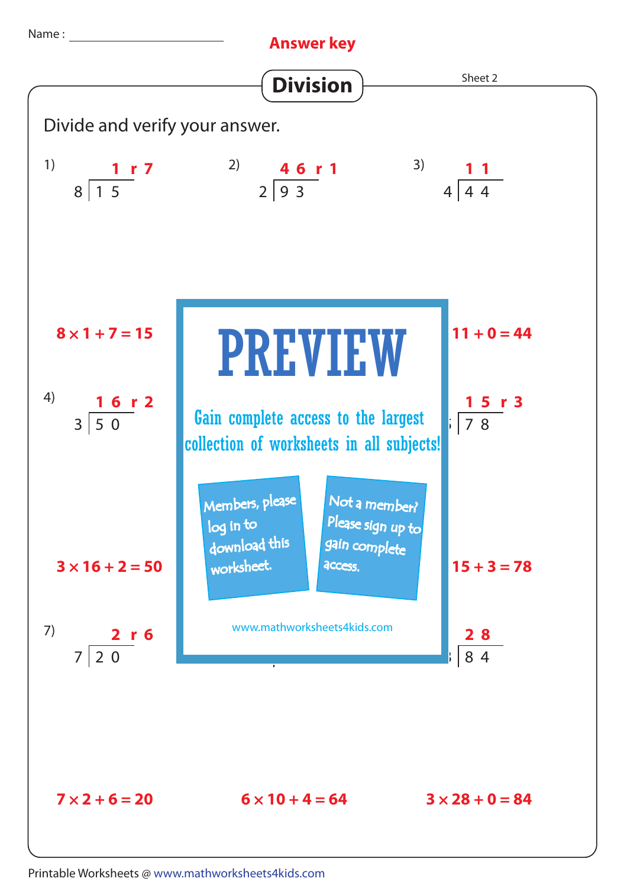Name : ____________________

**Answer key**

# Division

Sheet 2

Divide and verify your answer.

1) $8 \overline{)15}$ — **1 r 7**

$8 \times 1 + 7 = 15$

2) $2 \overline{)93}$ — **46 r 1**

3) $4 \overline{)44}$ — **11**

$11 + 0 = 44$

4) $3 \overline{)50}$ — **16 r 2**

$3 \times 16 + 2 = 50$

**15 r 3**

$\overline{)78}$

$15 + 3 = 78$

7) $7 \overline{)20}$ — **2 r 6**

$7 \times 2 + 6 = 20$

$6 \times 10 + 4 = 64$

**28**

$\overline{)84}$

$3 \times 28 + 0 = 84$

PREVIEW

Gain complete access to the largest collection of worksheets in all subjects!

Members, please log in to download this worksheet.

Not a member? Please sign up to gain complete access.

www.mathworksheets4kids.com

Printable Worksheets @ www.mathworksheets4kids.com